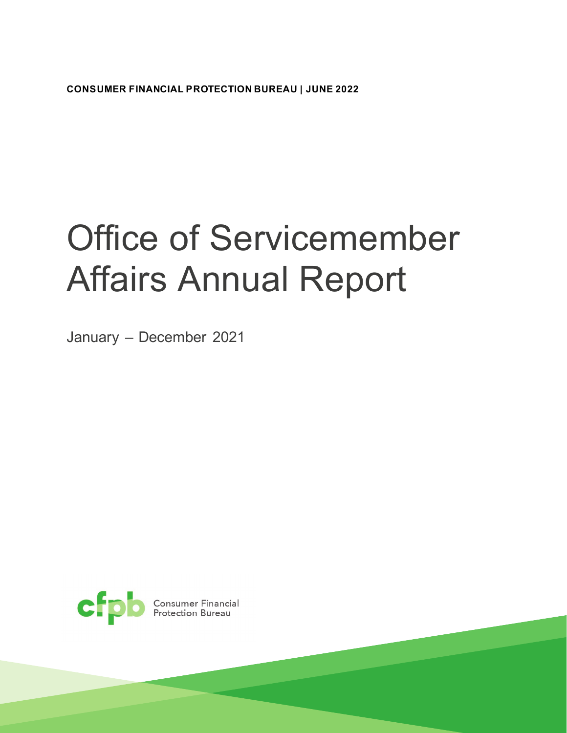**CONSUMER FINANCIAL PROTECTION BUREAU | JUNE 2022**

# Office of Servicemember Affairs Annual Report

January – December 2021

Consumer Financial Protection Bureau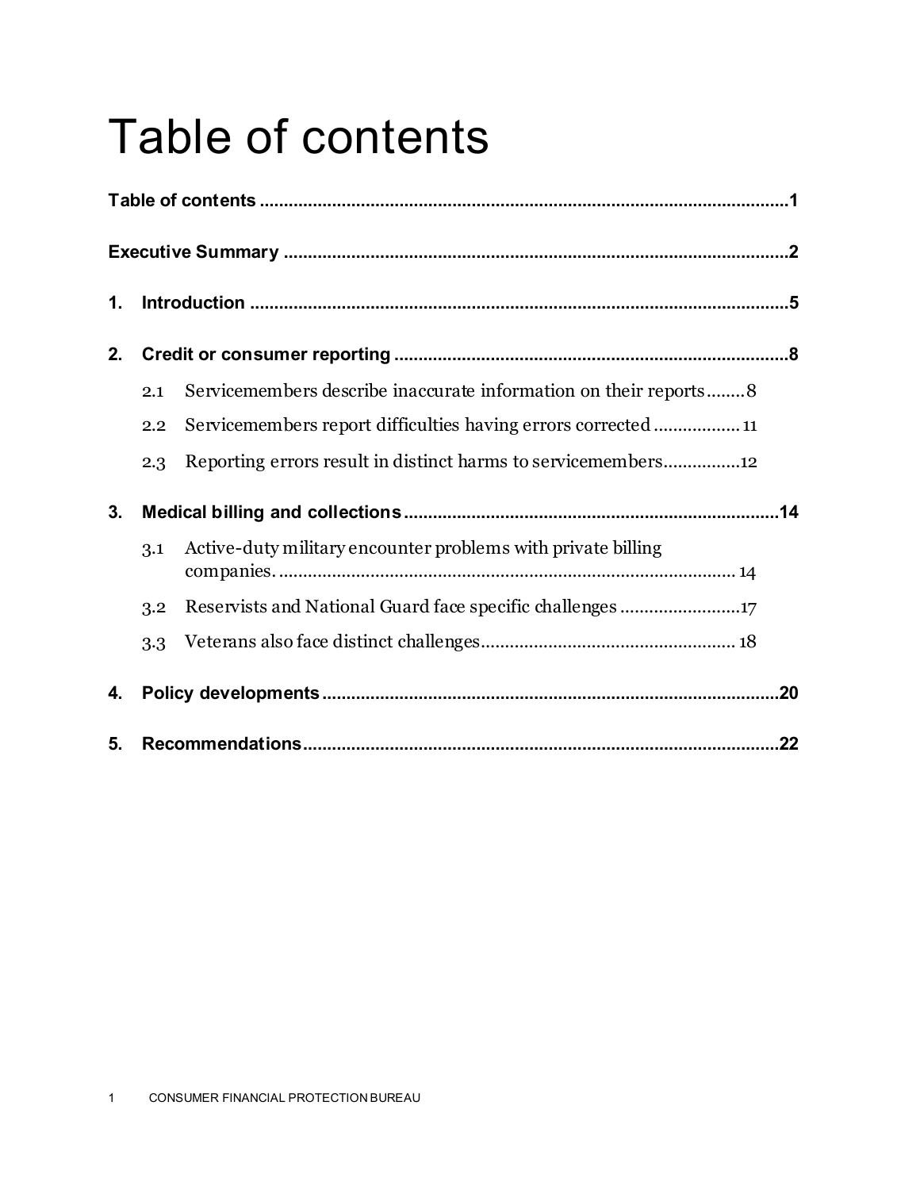# Table of contents

**Table of contents** ..... **1**

**Executive Summary** ..... **2**

**1. Introduction** ..... **5**

**2. Credit or consumer reporting** ..... **8**

- 2.1 Servicemembers describe inaccurate information on their reports ..... 8
- 2.2 Servicemembers report difficulties having errors corrected ..... 11
- 2.3 Reporting errors result in distinct harms to servicemembers ..... 12

**3. Medical billing and collections** ..... **14**

- 3.1 Active-duty military encounter problems with private billing companies. ..... 14
- 3.2 Reservists and National Guard face specific challenges ..... 17
- 3.3 Veterans also face distinct challenges ..... 18

**4. Policy developments** ..... **20**

**5. Recommendations** ..... **22**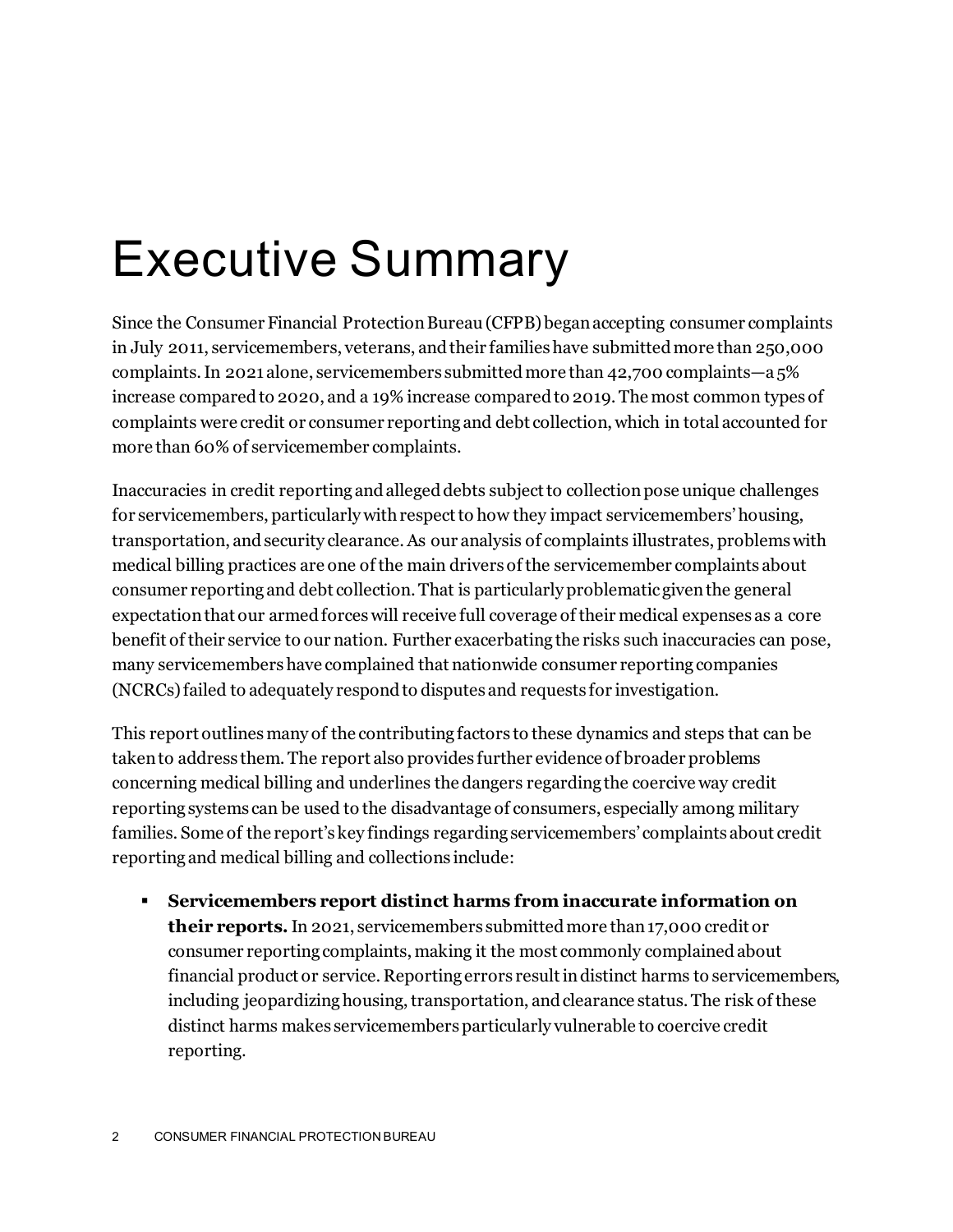# Executive Summary

Since the Consumer Financial Protection Bureau (CFPB) began accepting consumer complaints in July 2011, servicemembers, veterans, and their families have submitted more than 250,000 complaints. In 2021 alone, servicemembers submitted more than 42,700 complaints—a 5% increase compared to 2020, and a 19% increase compared to 2019. The most common types of complaints were credit or consumer reporting and debt collection, which in total accounted for more than 60% of servicemember complaints.

Inaccuracies in credit reporting and alleged debts subject to collection pose unique challenges for servicemembers, particularly with respect to how they impact servicemembers' housing, transportation, and security clearance. As our analysis of complaints illustrates, problems with medical billing practices are one of the main drivers of the servicemember complaints about consumer reporting and debt collection. That is particularly problematic given the general expectation that our armed forces will receive full coverage of their medical expenses as a core benefit of their service to our nation. Further exacerbating the risks such inaccuracies can pose, many servicemembers have complained that nationwide consumer reporting companies (NCRCs) failed to adequately respond to disputes and requests for investigation.

This report outlines many of the contributing factors to these dynamics and steps that can be taken to address them. The report also provides further evidence of broader problems concerning medical billing and underlines the dangers regarding the coercive way credit reporting systems can be used to the disadvantage of consumers, especially among military families. Some of the report's key findings regarding servicemembers' complaints about credit reporting and medical billing and collections include:

- **Servicemembers report distinct harms from inaccurate information on their reports.** In 2021, servicemembers submitted more than 17,000 credit or consumer reporting complaints, making it the most commonly complained about financial product or service. Reporting errors result in distinct harms to servicemembers, including jeopardizing housing, transportation, and clearance status. The risk of these distinct harms makes servicemembers particularly vulnerable to coercive credit reporting.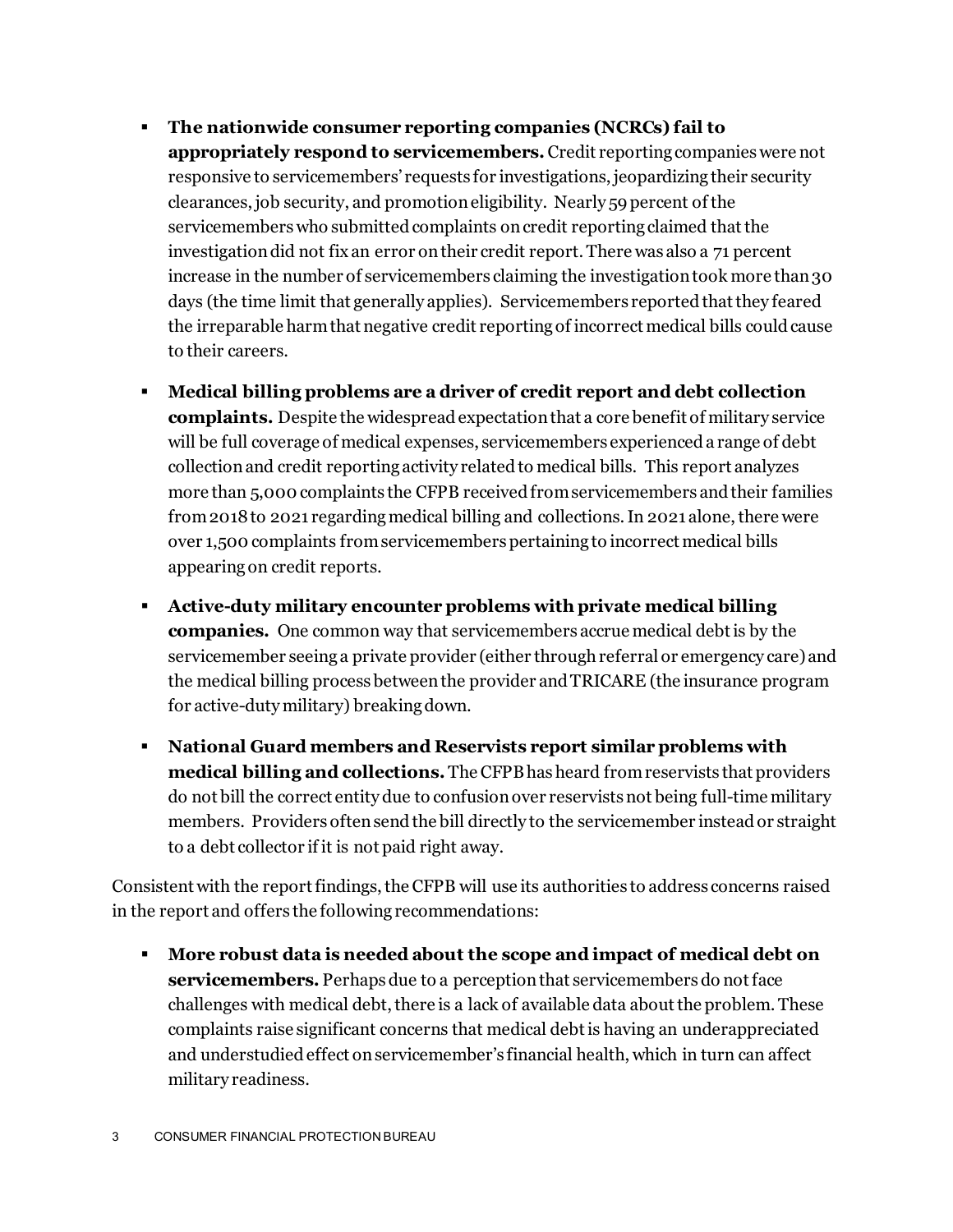- **The nationwide consumer reporting companies (NCRCs) fail to appropriately respond to servicemembers.** Credit reporting companies were not responsive to servicemembers' requests for investigations, jeopardizing their security clearances, job security, and promotion eligibility. Nearly 59 percent of the servicemembers who submitted complaints on credit reporting claimed that the investigation did not fix an error on their credit report. There was also a 71 percent increase in the number of servicemembers claiming the investigation took more than 30 days (the time limit that generally applies). Servicemembers reported that they feared the irreparable harm that negative credit reporting of incorrect medical bills could cause to their careers.
- **Medical billing problems are a driver of credit report and debt collection complaints.** Despite the widespread expectation that a core benefit of military service will be full coverage of medical expenses, servicemembers experienced a range of debt collection and credit reporting activity related to medical bills. This report analyzes more than 5,000 complaints the CFPB received from servicemembers and their families from 2018 to 2021 regarding medical billing and collections. In 2021 alone, there were over 1,500 complaints from servicemembers pertaining to incorrect medical bills appearing on credit reports.
- **Active-duty military encounter problems with private medical billing companies.** One common way that servicemembers accrue medical debt is by the servicemember seeing a private provider (either through referral or emergency care) and the medical billing process between the provider and TRICARE (the insurance program for active-duty military) breaking down.
- **National Guard members and Reservists report similar problems with medical billing and collections.** The CFPB has heard from reservists that providers do not bill the correct entity due to confusion over reservists not being full-time military members. Providers often send the bill directly to the servicemember instead or straight to a debt collector if it is not paid right away.

Consistent with the report findings, the CFPB will use its authorities to address concerns raised in the report and offers the following recommendations:

- **More robust data is needed about the scope and impact of medical debt on servicemembers.** Perhaps due to a perception that servicemembers do not face challenges with medical debt, there is a lack of available data about the problem. These complaints raise significant concerns that medical debt is having an underappreciated and understudied effect on servicemember's financial health, which in turn can affect military readiness.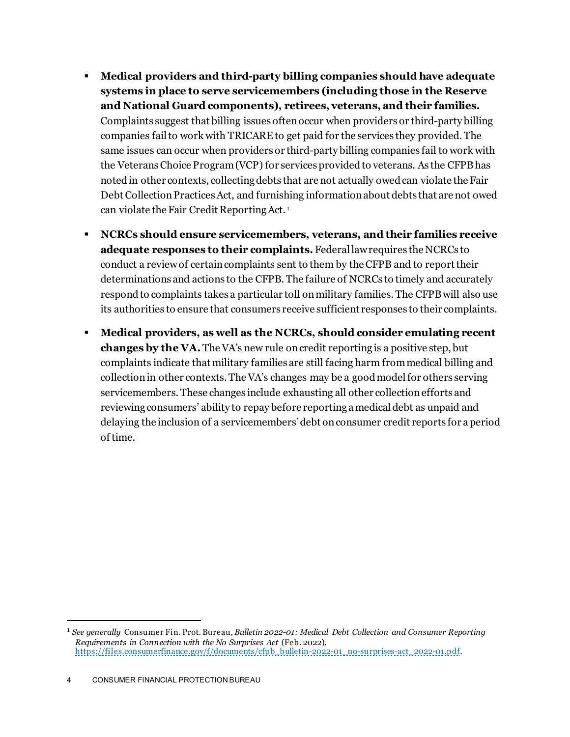- **Medical providers and third-party billing companies should have adequate systems in place to serve servicemembers (including those in the Reserve and National Guard components), retirees, veterans, and their families.** Complaints suggest that billing issues often occur when providers or third-party billing companies fail to work with TRICARE to get paid for the services they provided. The same issues can occur when providers or third-party billing companies fail to work with the Veterans Choice Program (VCP) for services provided to veterans. As the CFPB has noted in other contexts, collecting debts that are not actually owed can violate the Fair Debt Collection Practices Act, and furnishing information about debts that are not owed can violate the Fair Credit Reporting Act.[1]
- **NCRCs should ensure servicemembers, veterans, and their families receive adequate responses to their complaints.** Federal law requires the NCRCs to conduct a review of certain complaints sent to them by the CFPB and to report their determinations and actions to the CFPB. The failure of NCRCs to timely and accurately respond to complaints takes a particular toll on military families. The CFPB will also use its authorities to ensure that consumers receive sufficient responses to their complaints.
- **Medical providers, as well as the NCRCs, should consider emulating recent changes by the VA.** The VA's new rule on credit reporting is a positive step, but complaints indicate that military families are still facing harm from medical billing and collection in other contexts. The VA's changes may be a good model for others serving servicemembers. These changes include exhausting all other collection efforts and reviewing consumers' ability to repay before reporting a medical debt as unpaid and delaying the inclusion of a servicemembers' debt on consumer credit reports for a period of time.

---

[1] *See generally* Consumer Fin. Prot. Bureau, *Bulletin 2022-01: Medical Debt Collection and Consumer Reporting Requirements in Connection with the No Surprises Act* (Feb. 2022), https://files.consumerfinance.gov/f/documents/cfpb_bulletin-2022-01_no-surprises-act_2022-01.pdf.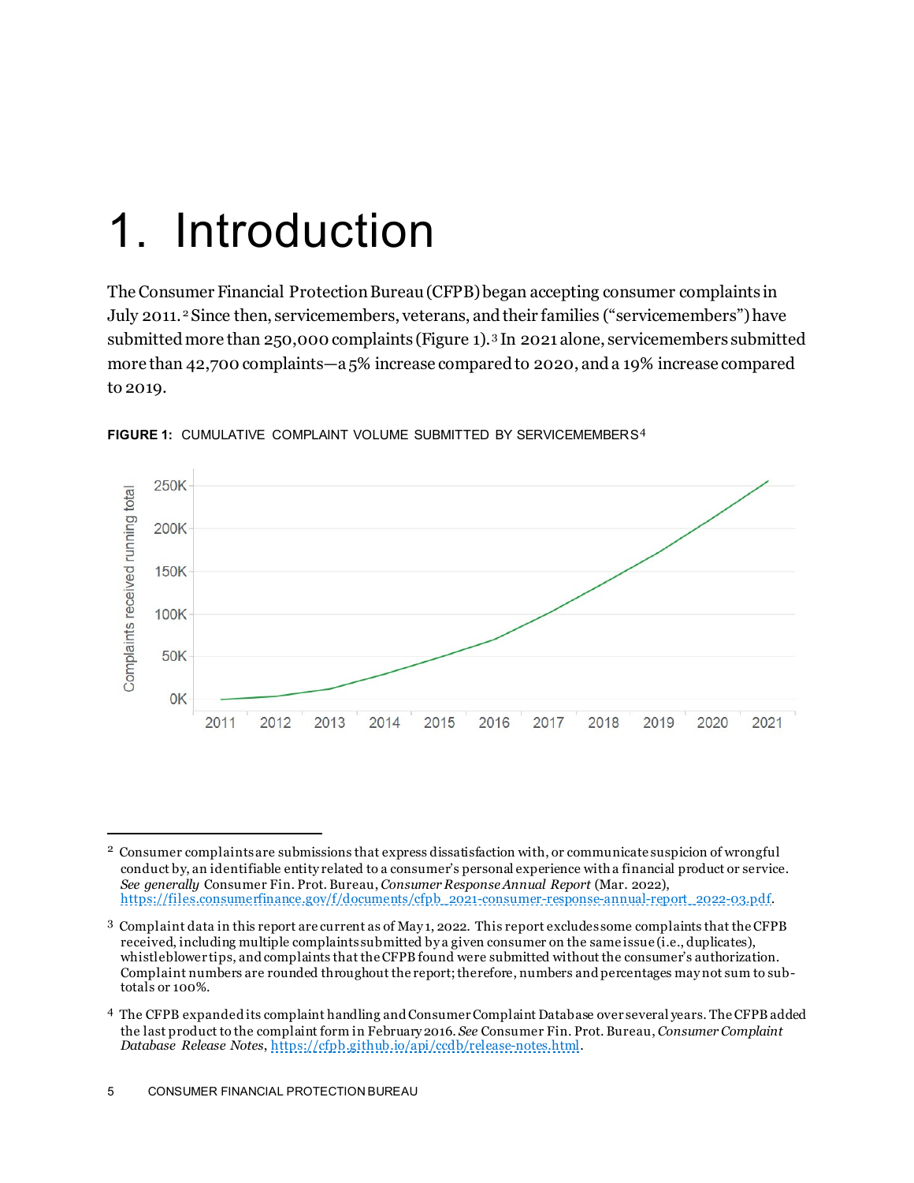// Chart: Cumulative complaint volume submitted by servicemembers, 2011–2021
# 1. Introduction

The Consumer Financial Protection Bureau (CFPB) began accepting consumer complaints in July 2011.[2] Since then, servicemembers, veterans, and their families ("servicemembers") have submitted more than 250,000 complaints (Figure 1).[3] In 2021 alone, servicemembers submitted more than 42,700 complaints—a 5% increase compared to 2020, and a 19% increase compared to 2019.

**FIGURE 1:** CUMULATIVE COMPLAINT VOLUME SUBMITTED BY SERVICEMEMBERS[4]

---

[2] Consumer complaints are submissions that express dissatisfaction with, or communicate suspicion of wrongful conduct by, an identifiable entity related to a consumer's personal experience with a financial product or service. *See generally* Consumer Fin. Prot. Bureau, *Consumer Response Annual Report* (Mar. 2022), https://files.consumerfinance.gov/f/documents/cfpb_2021-consumer-response-annual-report_2022-03.pdf.

[3] Complaint data in this report are current as of May 1, 2022. This report excludes some complaints that the CFPB received, including multiple complaints submitted by a given consumer on the same issue (i.e., duplicates), whistleblower tips, and complaints that the CFPB found were submitted without the consumer's authorization. Complaint numbers are rounded throughout the report; therefore, numbers and percentages may not sum to sub-totals or 100%.

[4] The CFPB expanded its complaint handling and Consumer Complaint Database over several years. The CFPB added the last product to the complaint form in February 2016. *See* Consumer Fin. Prot. Bureau, *Consumer Complaint Database Release Notes*, https://cfpb.github.io/api/ccdb/release-notes.html.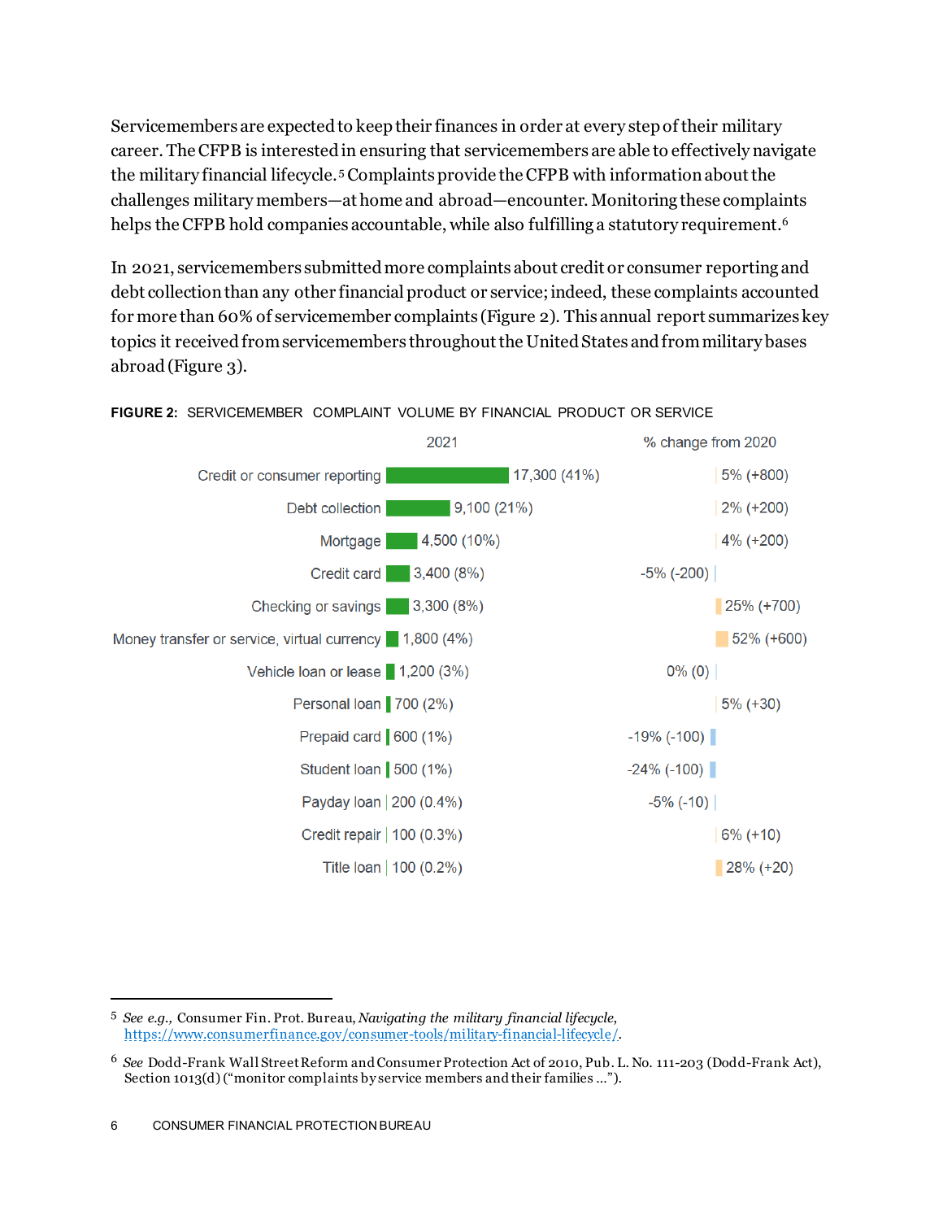Servicemembers are expected to keep their finances in order at every step of their military career. The CFPB is interested in ensuring that servicemembers are able to effectively navigate the military financial lifecycle.[5] Complaints provide the CFPB with information about the challenges military members—at home and abroad—encounter. Monitoring these complaints helps the CFPB hold companies accountable, while also fulfilling a statutory requirement.[6]

In 2021, servicemembers submitted more complaints about credit or consumer reporting and debt collection than any other financial product or service; indeed, these complaints accounted for more than 60% of servicemember complaints (Figure 2). This annual report summarizes key topics it received from servicemembers throughout the United States and from military bases abroad (Figure 3).

**FIGURE 2:** SERVICEMEMBER COMPLAINT VOLUME BY FINANCIAL PRODUCT OR SERVICE

| | 2021 | % change from 2020 |
|---|---|---|
| Credit or consumer reporting | 17,300 (41%) | 5% (+800) |
| Debt collection | 9,100 (21%) | 2% (+200) |
| Mortgage | 4,500 (10%) | 4% (+200) |
| Credit card | 3,400 (8%) | -5% (-200) |
| Checking or savings | 3,300 (8%) | 25% (+700) |
| Money transfer or service, virtual currency | 1,800 (4%) | 52% (+600) |
| Vehicle loan or lease | 1,200 (3%) | 0% (0) |
| Personal loan | 700 (2%) | 5% (+30) |
| Prepaid card | 600 (1%) | -19% (-100) |
| Student loan | 500 (1%) | -24% (-100) |
| Payday loan | 200 (0.4%) | -5% (-10) |
| Credit repair | 100 (0.3%) | 6% (+10) |
| Title loan | 100 (0.2%) | 28% (+20) |

[5] *See e.g.*, Consumer Fin. Prot. Bureau, *Navigating the military financial lifecycle*, https://www.consumerfinance.gov/consumer-tools/military-financial-lifecycle/.

[6] *See* Dodd-Frank Wall Street Reform and Consumer Protection Act of 2010, Pub. L. No. 111-203 (Dodd-Frank Act), Section 1013(d) ("monitor complaints by service members and their families …").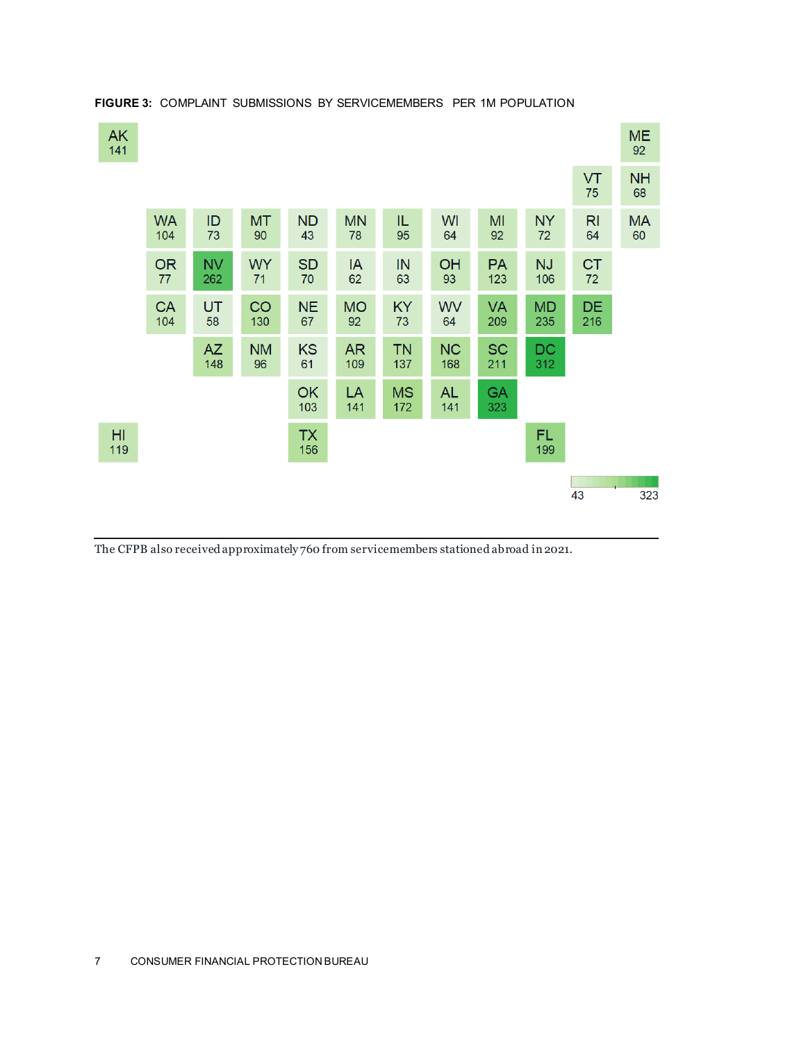**FIGURE 3:** COMPLAINT SUBMISSIONS BY SERVICEMEMBERS PER 1M POPULATION

| State | Complaints per 1M |
|---|---|
| AK | 141 |
| ME | 92 |
| VT | 75 |
| NH | 68 |
| WA | 104 |
| ID | 73 |
| MT | 90 |
| ND | 43 |
| MN | 78 |
| IL | 95 |
| WI | 64 |
| MI | 92 |
| NY | 72 |
| RI | 64 |
| MA | 60 |
| OR | 77 |
| NV | 262 |
| WY | 71 |
| SD | 70 |
| IA | 62 |
| IN | 63 |
| OH | 93 |
| PA | 123 |
| NJ | 106 |
| CT | 72 |
| CA | 104 |
| UT | 58 |
| CO | 130 |
| NE | 67 |
| MO | 92 |
| KY | 73 |
| WV | 64 |
| VA | 209 |
| MD | 235 |
| DE | 216 |
| AZ | 148 |
| NM | 96 |
| KS | 61 |
| AR | 109 |
| TN | 137 |
| NC | 168 |
| SC | 211 |
| DC | 312 |
| OK | 103 |
| LA | 141 |
| MS | 172 |
| AL | 141 |
| GA | 323 |
| HI | 119 |
| TX | 156 |
| FL | 199 |

Scale: 43 – 323

The CFPB also received approximately 760 from servicemembers stationed abroad in 2021.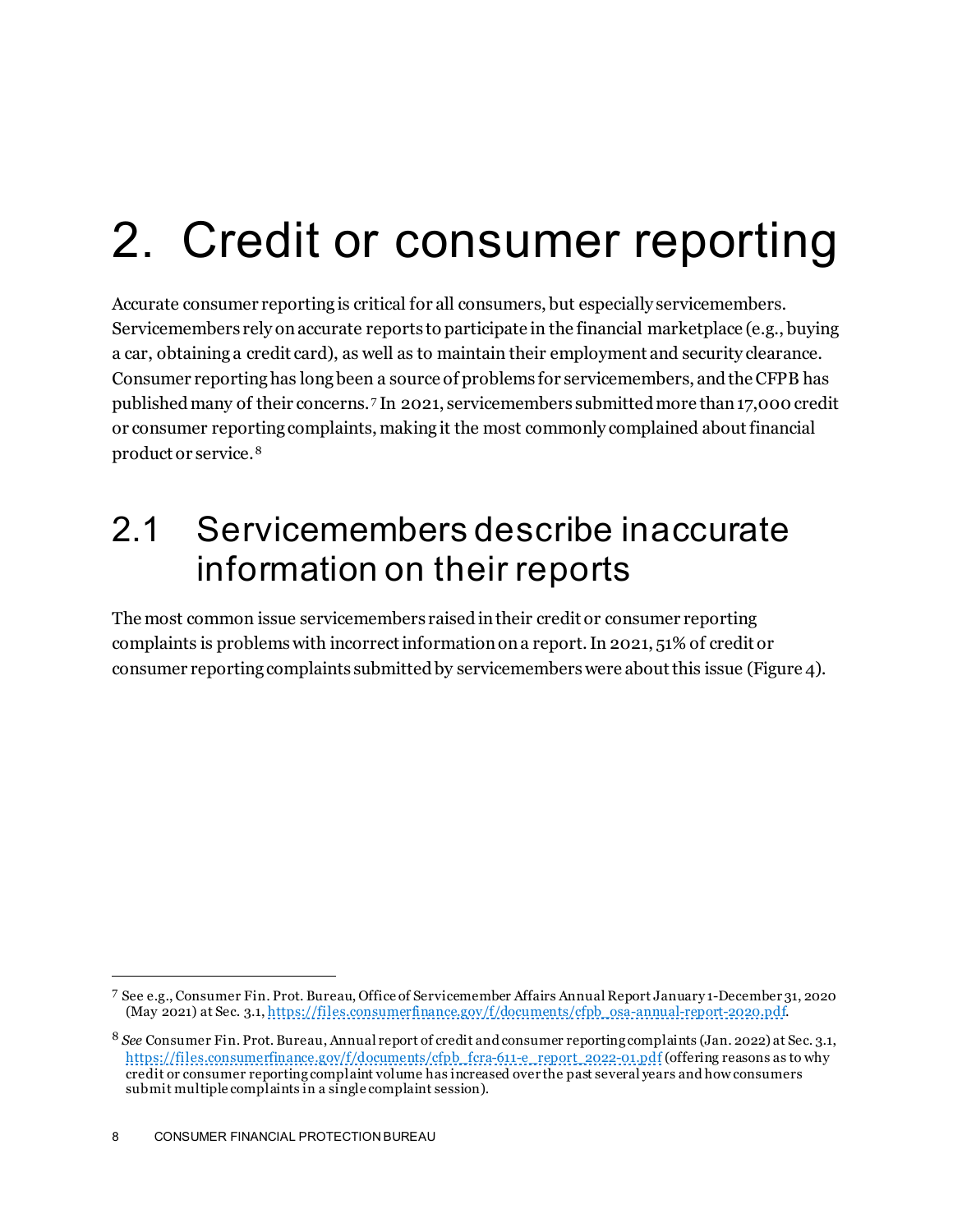# 2. Credit or consumer reporting

Accurate consumer reporting is critical for all consumers, but especially servicemembers. Servicemembers rely on accurate reports to participate in the financial marketplace (e.g., buying a car, obtaining a credit card), as well as to maintain their employment and security clearance. Consumer reporting has long been a source of problems for servicemembers, and the CFPB has published many of their concerns.[7] In 2021, servicemembers submitted more than 17,000 credit or consumer reporting complaints, making it the most commonly complained about financial product or service.[8]

## 2.1 Servicemembers describe inaccurate information on their reports

The most common issue servicemembers raised in their credit or consumer reporting complaints is problems with incorrect information on a report. In 2021, 51% of credit or consumer reporting complaints submitted by servicemembers were about this issue (Figure 4).

---

[7] See e.g., Consumer Fin. Prot. Bureau, Office of Servicemember Affairs Annual Report January 1-December 31, 2020 (May 2021) at Sec. 3.1, https://files.consumerfinance.gov/f/documents/cfpb_osa-annual-report-2020.pdf.

[8] *See* Consumer Fin. Prot. Bureau, Annual report of credit and consumer reporting complaints (Jan. 2022) at Sec. 3.1, https://files.consumerfinance.gov/f/documents/cfpb_fcra-611-e_report_2022-01.pdf (offering reasons as to why credit or consumer reporting complaint volume has increased over the past several years and how consumers submit multiple complaints in a single complaint session).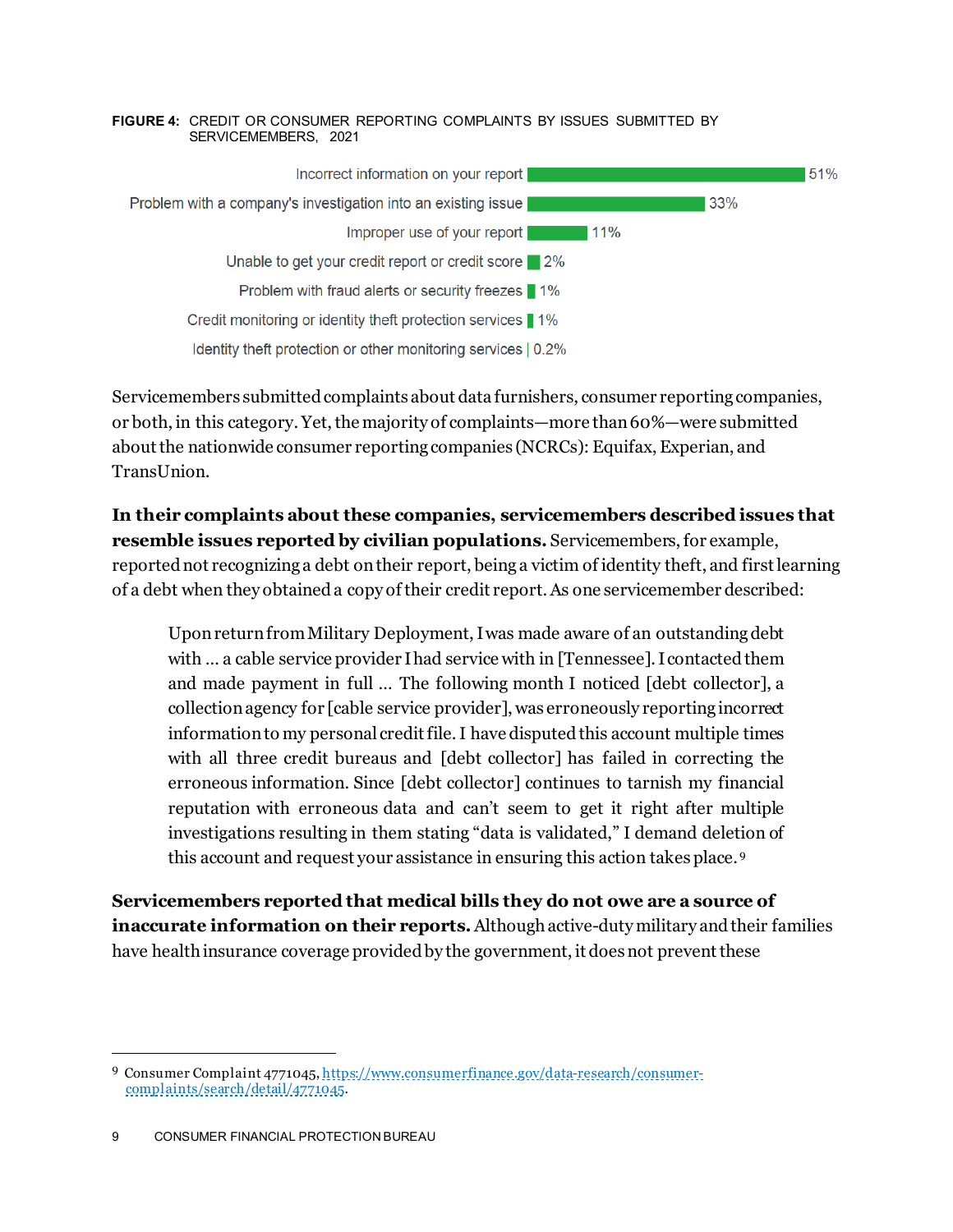**FIGURE 4:** CREDIT OR CONSUMER REPORTING COMPLAINTS BY ISSUES SUBMITTED BY SERVICEMEMBERS, 2021

| Issue | Percentage |
| --- | --- |
| Incorrect information on your report | 51% |
| Problem with a company's investigation into an existing issue | 33% |
| Improper use of your report | 11% |
| Unable to get your credit report or credit score | 2% |
| Problem with fraud alerts or security freezes | 1% |
| Credit monitoring or identity theft protection services | 1% |
| Identity theft protection or other monitoring services | 0.2% |

Servicemembers submitted complaints about data furnishers, consumer reporting companies, or both, in this category. Yet, the majority of complaints—more than 60%—were submitted about the nationwide consumer reporting companies (NCRCs): Equifax, Experian, and TransUnion.

**In their complaints about these companies, servicemembers described issues that resemble issues reported by civilian populations.** Servicemembers, for example, reported not recognizing a debt on their report, being a victim of identity theft, and first learning of a debt when they obtained a copy of their credit report. As one servicemember described:

> Upon return from Military Deployment, I was made aware of an outstanding debt with ... a cable service provider I had service with in [Tennessee]. I contacted them and made payment in full ... The following month I noticed [debt collector], a collection agency for [cable service provider], was erroneously reporting incorrect information to my personal credit file. I have disputed this account multiple times with all three credit bureaus and [debt collector] has failed in correcting the erroneous information. Since [debt collector] continues to tarnish my financial reputation with erroneous data and can't seem to get it right after multiple investigations resulting in them stating "data is validated," I demand deletion of this account and request your assistance in ensuring this action takes place.[9]

**Servicemembers reported that medical bills they do not owe are a source of inaccurate information on their reports.** Although active-duty military and their families have health insurance coverage provided by the government, it does not prevent these

---

[9] Consumer Complaint 4771045, https://www.consumerfinance.gov/data-research/consumer-complaints/search/detail/4771045.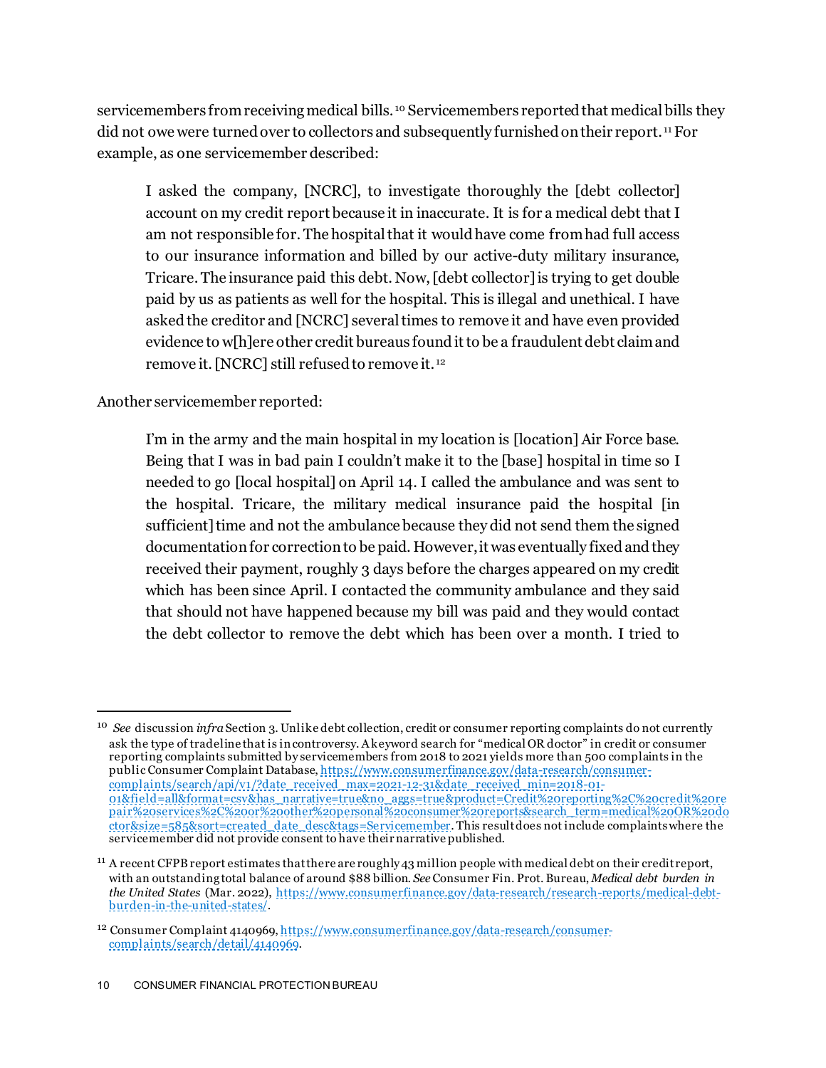servicemembers from receiving medical bills.[10] Servicemembers reported that medical bills they did not owe were turned over to collectors and subsequently furnished on their report.[11] For example, as one servicemember described:

> I asked the company, [NCRC], to investigate thoroughly the [debt collector] account on my credit report because it in inaccurate. It is for a medical debt that I am not responsible for. The hospital that it would have come from had full access to our insurance information and billed by our active-duty military insurance, Tricare. The insurance paid this debt. Now, [debt collector] is trying to get double paid by us as patients as well for the hospital. This is illegal and unethical. I have asked the creditor and [NCRC] several times to remove it and have even provided evidence to w[h]ere other credit bureaus found it to be a fraudulent debt claim and remove it. [NCRC] still refused to remove it.[12]

Another servicemember reported:

> I'm in the army and the main hospital in my location is [location] Air Force base. Being that I was in bad pain I couldn't make it to the [base] hospital in time so I needed to go [local hospital] on April 14. I called the ambulance and was sent to the hospital. Tricare, the military medical insurance paid the hospital [in sufficient] time and not the ambulance because they did not send them the signed documentation for correction to be paid. However, it was eventually fixed and they received their payment, roughly 3 days before the charges appeared on my credit which has been since April. I contacted the community ambulance and they said that should not have happened because my bill was paid and they would contact the debt collector to remove the debt which has been over a month. I tried to

---

[10] *See* discussion *infra* Section 3. Unlike debt collection, credit or consumer reporting complaints do not currently ask the type of tradeline that is in controversy. A keyword search for "medical OR doctor" in credit or consumer reporting complaints submitted by servicemembers from 2018 to 2021 yields more than 500 complaints in the public Consumer Complaint Database, https://www.consumerfinance.gov/data-research/consumer-complaints/search/api/v1/?date_received_max=2021-12-31&date_received_min=2018-01-01&field=all&format=csv&has_narrative=true&no_aggs=true&product=Credit%20reporting%2C%20credit%20repair%20services%2C%20or%20other%20personal%20consumer%20reports&search_term=medical%20OR%20doctor&size=585&sort=created_date_desc&tags=Servicemember. This result does not include complaints where the servicemember did not provide consent to have their narrative published.

[11] A recent CFPB report estimates that there are roughly 43 million people with medical debt on their credit report, with an outstanding total balance of around $88 billion. *See* Consumer Fin. Prot. Bureau, *Medical debt burden in the United States* (Mar. 2022), https://www.consumerfinance.gov/data-research/research-reports/medical-debt-burden-in-the-united-states/.

[12] Consumer Complaint 4140969, https://www.consumerfinance.gov/data-research/consumer-complaints/search/detail/4140969.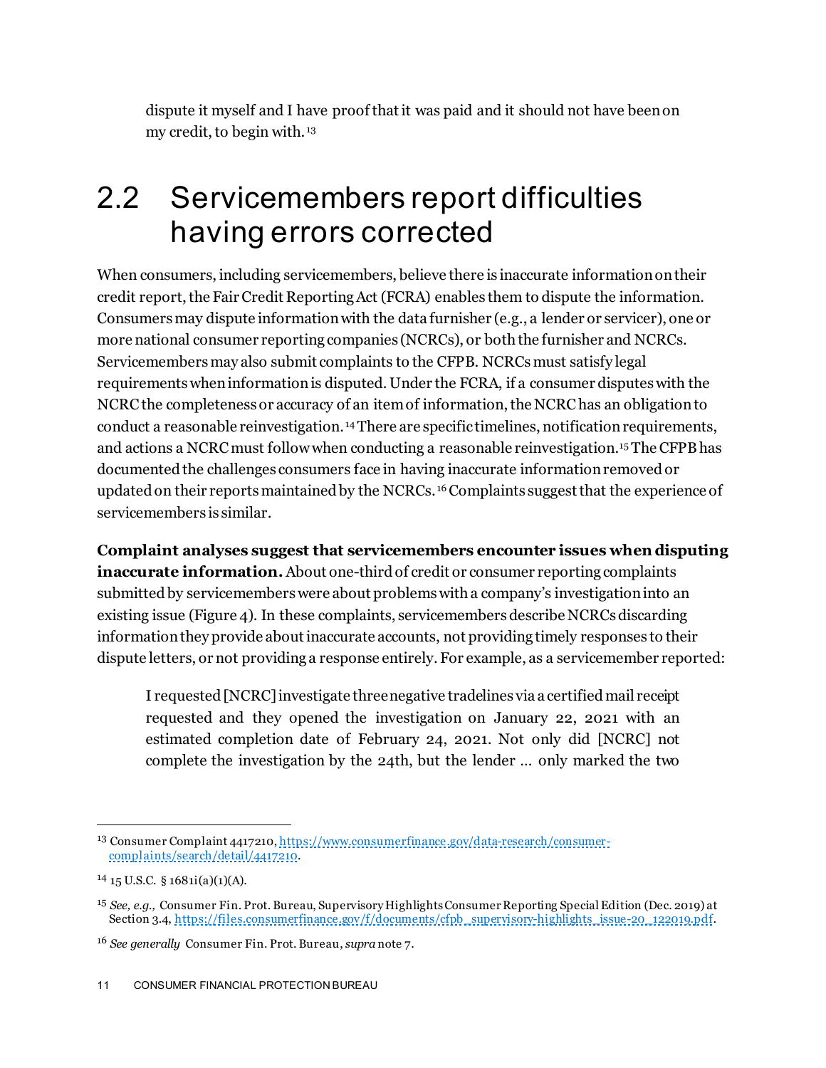> dispute it myself and I have proof that it was paid and it should not have been on my credit, to begin with.[13]

## 2.2 Servicemembers report difficulties having errors corrected

When consumers, including servicemembers, believe there is inaccurate information on their credit report, the Fair Credit Reporting Act (FCRA) enables them to dispute the information. Consumers may dispute information with the data furnisher (e.g., a lender or servicer), one or more national consumer reporting companies (NCRCs), or both the furnisher and NCRCs. Servicemembers may also submit complaints to the CFPB. NCRCs must satisfy legal requirements when information is disputed. Under the FCRA, if a consumer disputes with the NCRC the completeness or accuracy of an item of information, the NCRC has an obligation to conduct a reasonable reinvestigation.[14] There are specific timelines, notification requirements, and actions a NCRC must follow when conducting a reasonable reinvestigation.[15] The CFPB has documented the challenges consumers face in having inaccurate information removed or updated on their reports maintained by the NCRCs.[16] Complaints suggest that the experience of servicemembers is similar.

**Complaint analyses suggest that servicemembers encounter issues when disputing inaccurate information.** About one-third of credit or consumer reporting complaints submitted by servicemembers were about problems with a company's investigation into an existing issue (Figure 4). In these complaints, servicemembers describe NCRCs discarding information they provide about inaccurate accounts, not providing timely responses to their dispute letters, or not providing a response entirely. For example, as a servicemember reported:

> I requested [NCRC] investigate three negative tradelines via a certified mail receipt requested and they opened the investigation on January 22, 2021 with an estimated completion date of February 24, 2021. Not only did [NCRC] not complete the investigation by the 24th, but the lender … only marked the two

---

[13] Consumer Complaint 4417210, https://www.consumerfinance.gov/data-research/consumer-complaints/search/detail/4417210.

[14] 15 U.S.C. § 1681i(a)(1)(A).

[15] *See, e.g.,* Consumer Fin. Prot. Bureau, Supervisory Highlights Consumer Reporting Special Edition (Dec. 2019) at Section 3.4, https://files.consumerfinance.gov/f/documents/cfpb_supervisory-highlights_issue-20_122019.pdf.

[16] *See generally* Consumer Fin. Prot. Bureau, *supra* note 7.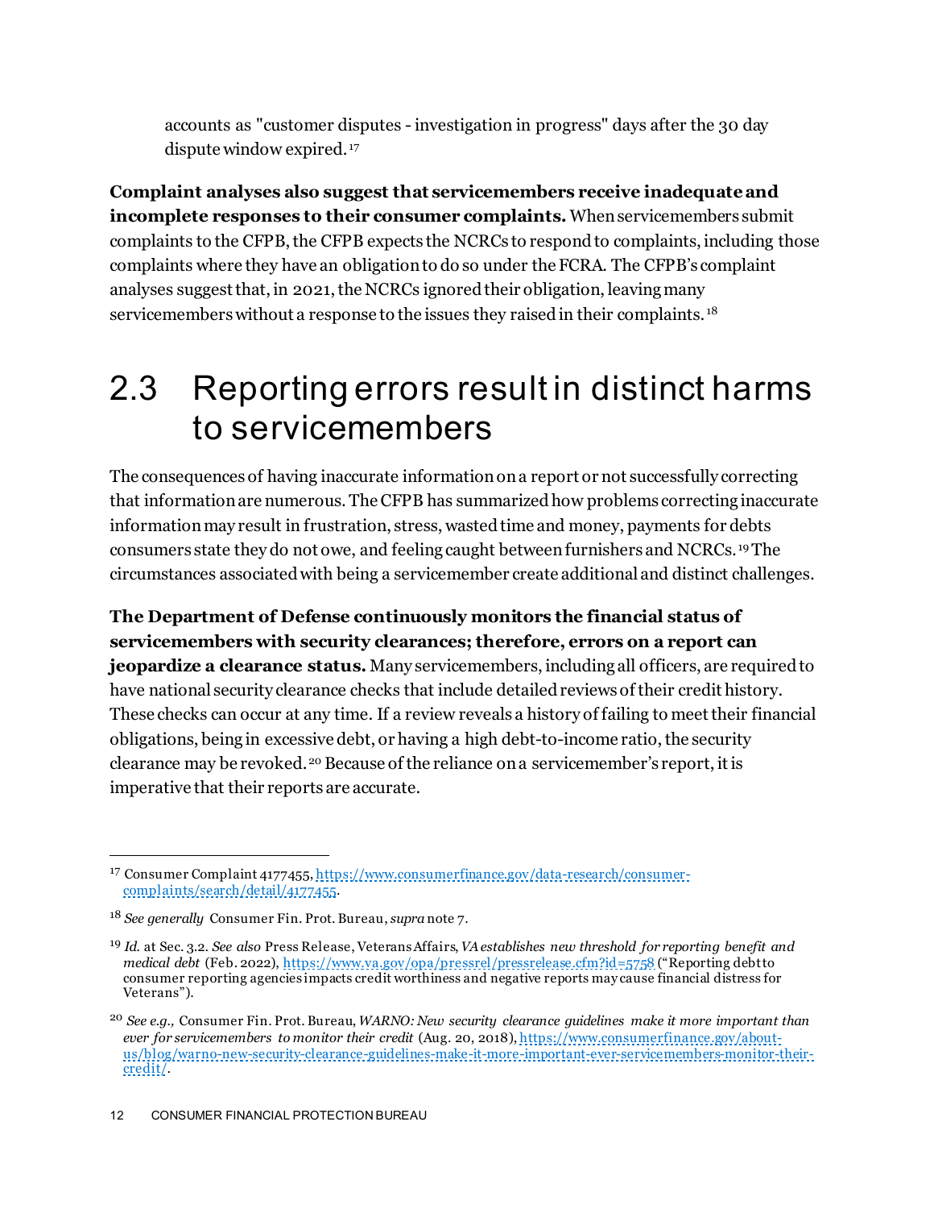accounts as "customer disputes - investigation in progress" days after the 30 day dispute window expired.[17]

**Complaint analyses also suggest that servicemembers receive inadequate and incomplete responses to their consumer complaints.** When servicemembers submit complaints to the CFPB, the CFPB expects the NCRCs to respond to complaints, including those complaints where they have an obligation to do so under the FCRA. The CFPB's complaint analyses suggest that, in 2021, the NCRCs ignored their obligation, leaving many servicemembers without a response to the issues they raised in their complaints.[18]

## 2.3 Reporting errors result in distinct harms to servicemembers

The consequences of having inaccurate information on a report or not successfully correcting that information are numerous. The CFPB has summarized how problems correcting inaccurate information may result in frustration, stress, wasted time and money, payments for debts consumers state they do not owe, and feeling caught between furnishers and NCRCs.[19] The circumstances associated with being a servicemember create additional and distinct challenges.

**The Department of Defense continuously monitors the financial status of servicemembers with security clearances; therefore, errors on a report can jeopardize a clearance status.** Many servicemembers, including all officers, are required to have national security clearance checks that include detailed reviews of their credit history. These checks can occur at any time. If a review reveals a history of failing to meet their financial obligations, being in excessive debt, or having a high debt-to-income ratio, the security clearance may be revoked.[20] Because of the reliance on a servicemember's report, it is imperative that their reports are accurate.

---

[17] Consumer Complaint 4177455, https://www.consumerfinance.gov/data-research/consumer-complaints/search/detail/4177455.

[18] *See generally* Consumer Fin. Prot. Bureau, *supra* note 7.

[19] *Id.* at Sec. 3.2. *See also* Press Release, Veterans Affairs, *VA establishes new threshold for reporting benefit and medical debt* (Feb. 2022), https://www.va.gov/opa/pressrel/pressrelease.cfm?id=5758 ("Reporting debt to consumer reporting agencies impacts credit worthiness and negative reports may cause financial distress for Veterans").

[20] *See e.g.,* Consumer Fin. Prot. Bureau, *WARNO: New security clearance guidelines make it more important than ever for servicemembers to monitor their credit* (Aug. 20, 2018), https://www.consumerfinance.gov/about-us/blog/warno-new-security-clearance-guidelines-make-it-more-important-ever-servicemembers-monitor-their-credit/.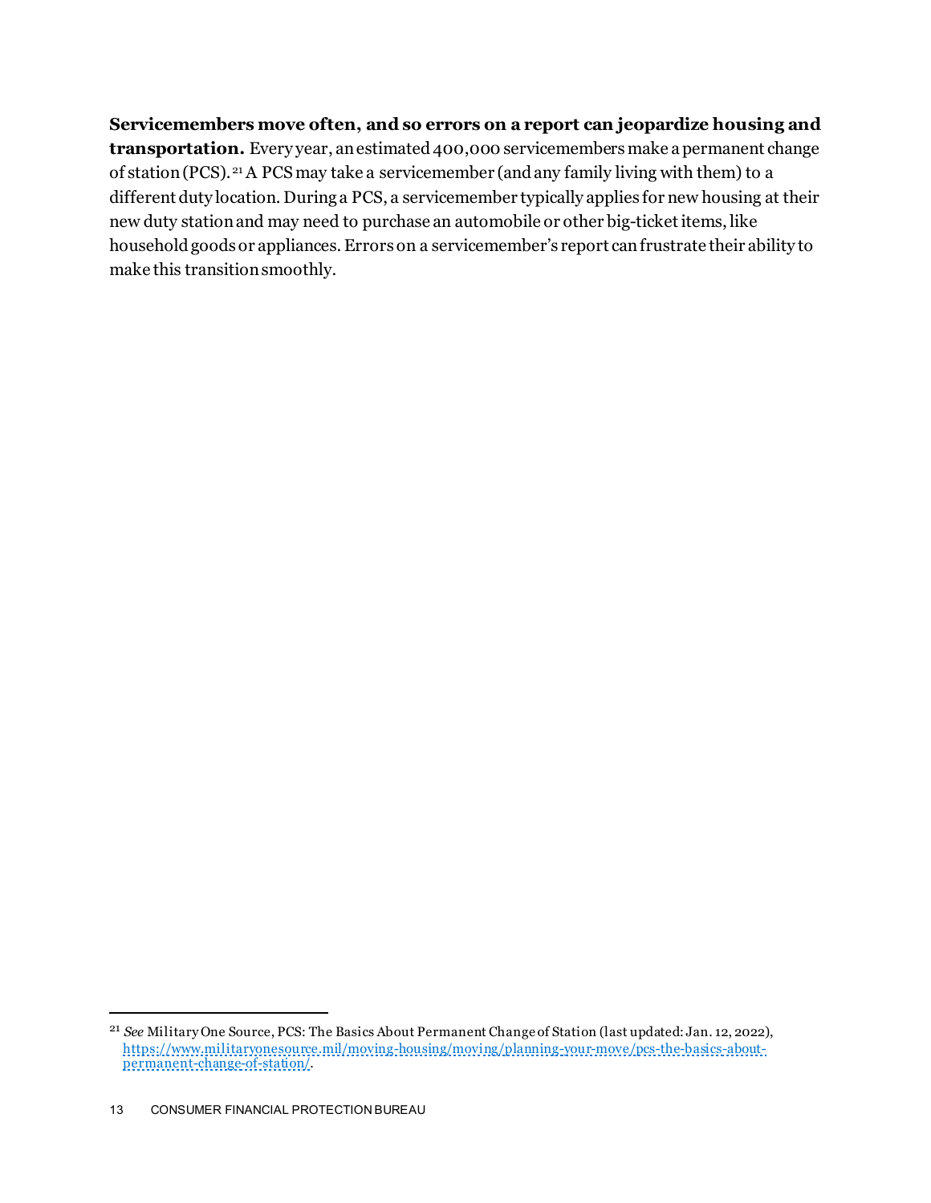**Servicemembers move often, and so errors on a report can jeopardize housing and transportation.** Every year, an estimated 400,000 servicemembers make a permanent change of station (PCS).[21] A PCS may take a servicemember (and any family living with them) to a different duty location. During a PCS, a servicemember typically applies for new housing at their new duty station and may need to purchase an automobile or other big-ticket items, like household goods or appliances. Errors on a servicemember's report can frustrate their ability to make this transition smoothly.

---

[21] *See* Military One Source, PCS: The Basics About Permanent Change of Station (last updated: Jan. 12, 2022), https://www.militaryonesource.mil/moving-housing/moving/planning-your-move/pcs-the-basics-about-permanent-change-of-station/.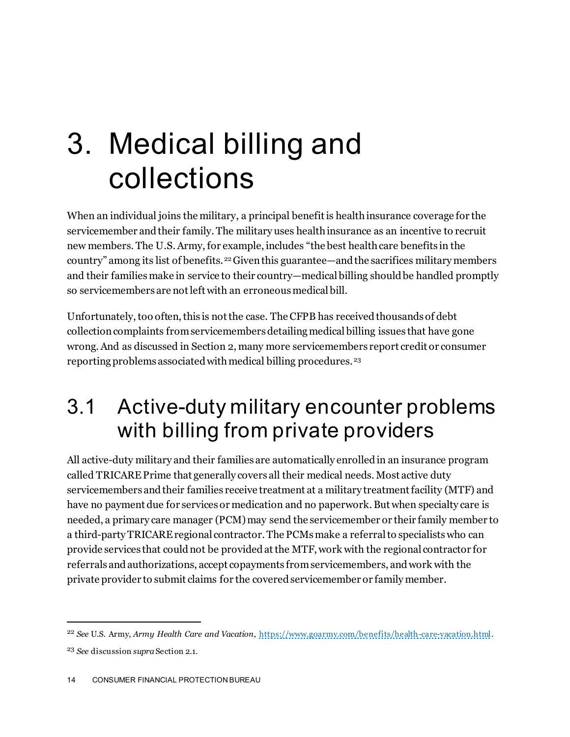# 3. Medical billing and collections

When an individual joins the military, a principal benefit is health insurance coverage for the servicemember and their family. The military uses health insurance as an incentive to recruit new members. The U.S. Army, for example, includes "the best health care benefits in the country" among its list of benefits.[22] Given this guarantee—and the sacrifices military members and their families make in service to their country—medical billing should be handled promptly so servicemembers are not left with an erroneous medical bill.

Unfortunately, too often, this is not the case. The CFPB has received thousands of debt collection complaints from servicemembers detailing medical billing issues that have gone wrong. And as discussed in Section 2, many more servicemembers report credit or consumer reporting problems associated with medical billing procedures.[23]

## 3.1 Active-duty military encounter problems with billing from private providers

All active-duty military and their families are automatically enrolled in an insurance program called TRICARE Prime that generally covers all their medical needs. Most active duty servicemembers and their families receive treatment at a military treatment facility (MTF) and have no payment due for services or medication and no paperwork. But when specialty care is needed, a primary care manager (PCM) may send the servicemember or their family member to a third-party TRICARE regional contractor. The PCMs make a referral to specialists who can provide services that could not be provided at the MTF, work with the regional contractor for referrals and authorizations, accept copayments from servicemembers, and work with the private provider to submit claims for the covered servicemember or family member.

---

[22] *See* U.S. Army, *Army Health Care and Vacation*, https://www.goarmy.com/benefits/health-care-vacation.html.

[23] *See* discussion *supra* Section 2.1.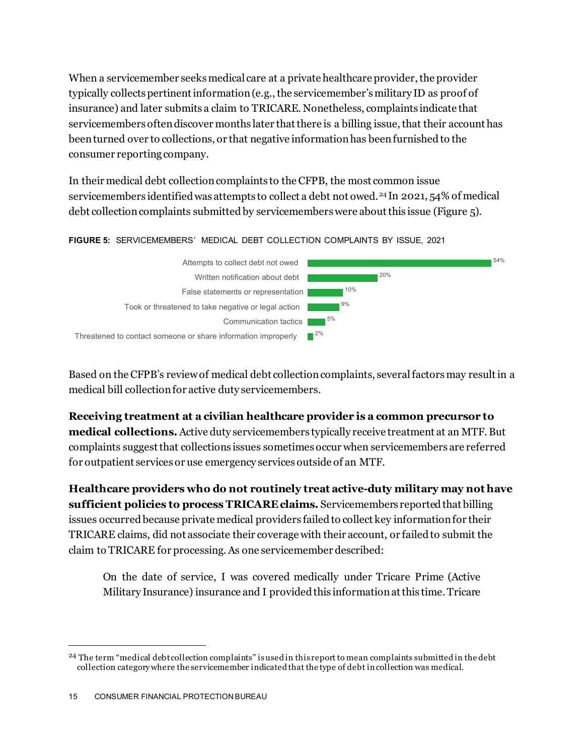When a servicemember seeks medical care at a private healthcare provider, the provider typically collects pertinent information (e.g., the servicemember's military ID as proof of insurance) and later submits a claim to TRICARE. Nonetheless, complaints indicate that servicemembers often discover months later that there is a billing issue, that their account has been turned over to collections, or that negative information has been furnished to the consumer reporting company.

In their medical debt collection complaints to the CFPB, the most common issue servicemembers identified was attempts to collect a debt not owed.[24] In 2021, 54% of medical debt collection complaints submitted by servicemembers were about this issue (Figure 5).

**FIGURE 5:** SERVICEMEMBERS' MEDICAL DEBT COLLECTION COMPLAINTS BY ISSUE, 2021

| Issue | Share |
|---|---|
| Attempts to collect debt not owed | 54% |
| Written notification about debt | 20% |
| False statements or representation | 10% |
| Took or threatened to take negative or legal action | 9% |
| Communication tactics | 5% |
| Threatened to contact someone or share information improperly | 2% |

Based on the CFPB's review of medical debt collection complaints, several factors may result in a medical bill collection for active duty servicemembers.

**Receiving treatment at a civilian healthcare provider is a common precursor to medical collections.** Active duty servicemembers typically receive treatment at an MTF. But complaints suggest that collections issues sometimes occur when servicemembers are referred for outpatient services or use emergency services outside of an MTF.

**Healthcare providers who do not routinely treat active-duty military may not have sufficient policies to process TRICARE claims.** Servicemembers reported that billing issues occurred because private medical providers failed to collect key information for their TRICARE claims, did not associate their coverage with their account, or failed to submit the claim to TRICARE for processing. As one servicemember described:

> On the date of service, I was covered medically under Tricare Prime (Active Military Insurance) insurance and I provided this information at this time. Tricare

[24] The term "medical debt collection complaints" is used in this report to mean complaints submitted in the debt collection category where the servicemember indicated that the type of debt in collection was medical.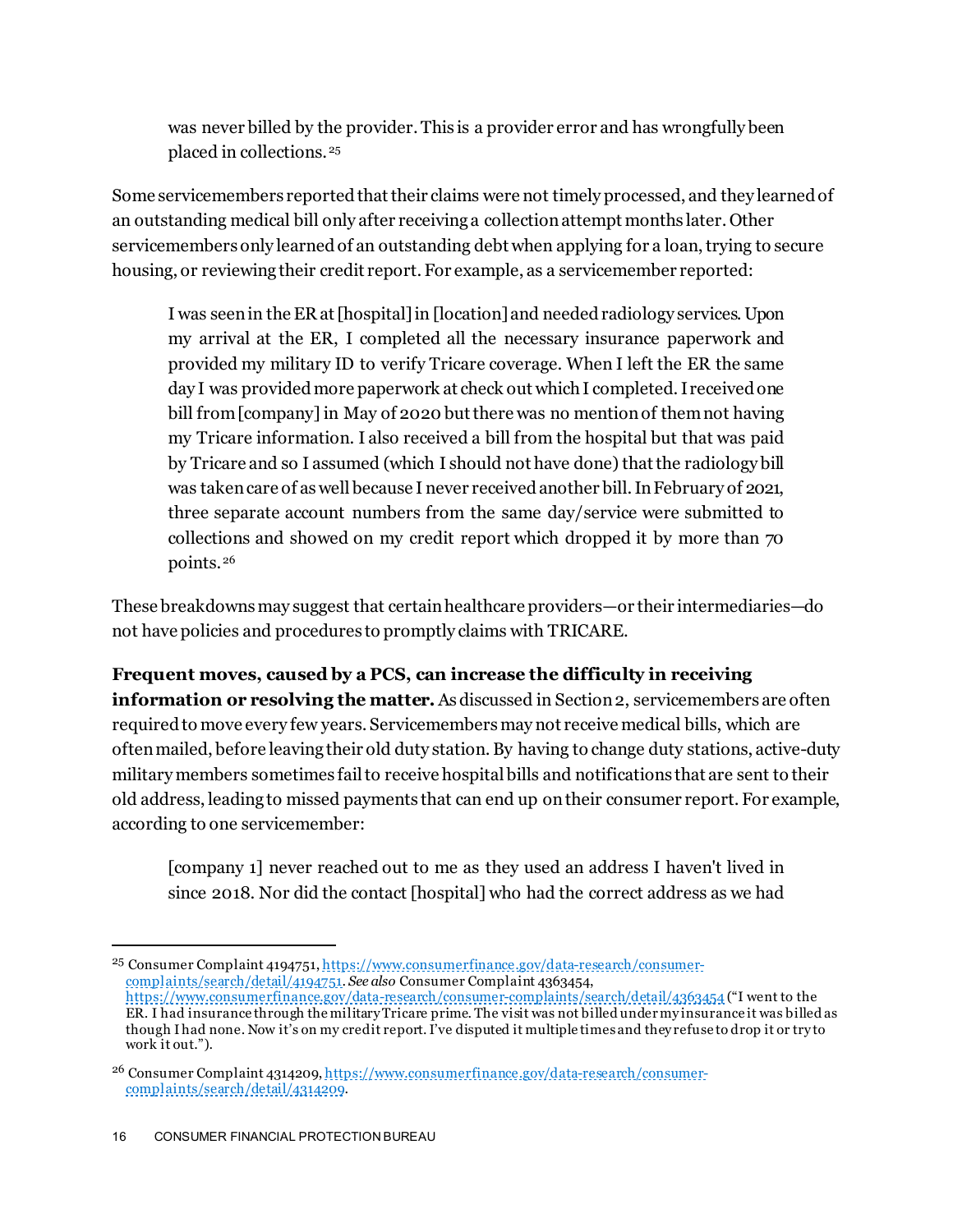> was never billed by the provider. This is a provider error and has wrongfully been placed in collections.[25]

Some servicemembers reported that their claims were not timely processed, and they learned of an outstanding medical bill only after receiving a collection attempt months later. Other servicemembers only learned of an outstanding debt when applying for a loan, trying to secure housing, or reviewing their credit report. For example, as a servicemember reported:

> I was seen in the ER at [hospital] in [location] and needed radiology services. Upon my arrival at the ER, I completed all the necessary insurance paperwork and provided my military ID to verify Tricare coverage. When I left the ER the same day I was provided more paperwork at check out which I completed. I received one bill from [company] in May of 2020 but there was no mention of them not having my Tricare information. I also received a bill from the hospital but that was paid by Tricare and so I assumed (which I should not have done) that the radiology bill was taken care of as well because I never received another bill. In February of 2021, three separate account numbers from the same day/service were submitted to collections and showed on my credit report which dropped it by more than 70 points.[26]

These breakdowns may suggest that certain healthcare providers—or their intermediaries—do not have policies and procedures to promptly claims with TRICARE.

**Frequent moves, caused by a PCS, can increase the difficulty in receiving information or resolving the matter.** As discussed in Section 2, servicemembers are often required to move every few years. Servicemembers may not receive medical bills, which are often mailed, before leaving their old duty station. By having to change duty stations, active-duty military members sometimes fail to receive hospital bills and notifications that are sent to their old address, leading to missed payments that can end up on their consumer report. For example, according to one servicemember:

> [company 1] never reached out to me as they used an address I haven't lived in since 2018. Nor did the contact [hospital] who had the correct address as we had

---

[25] Consumer Complaint 4194751, https://www.consumerfinance.gov/data-research/consumer-complaints/search/detail/4194751. *See also* Consumer Complaint 4363454, https://www.consumerfinance.gov/data-research/consumer-complaints/search/detail/4363454 ("I went to the ER. I had insurance through the military Tricare prime. The visit was not billed under my insurance it was billed as though I had none. Now it's on my credit report. I've disputed it multiple times and they refuse to drop it or try to work it out.").

[26] Consumer Complaint 4314209, https://www.consumerfinance.gov/data-research/consumer-complaints/search/detail/4314209.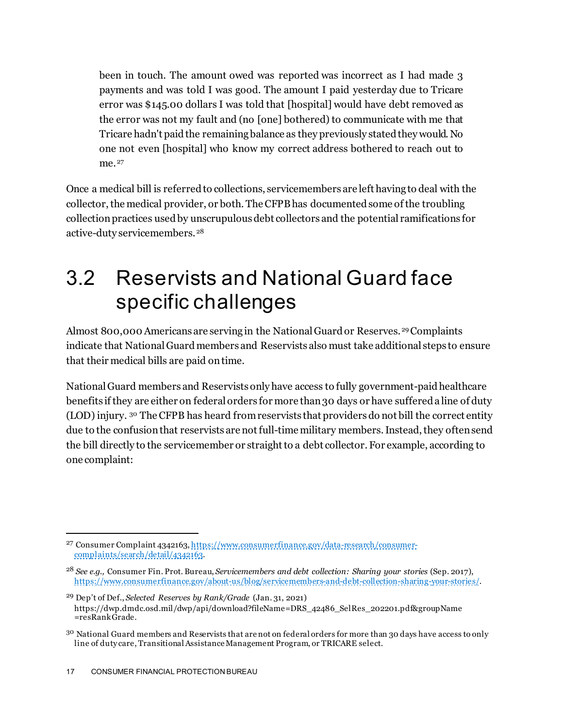> been in touch. The amount owed was reported was incorrect as I had made 3 payments and was told I was good. The amount I paid yesterday due to Tricare error was $145.00 dollars I was told that [hospital] would have debt removed as the error was not my fault and (no [one] bothered) to communicate with me that Tricare hadn't paid the remaining balance as they previously stated they would. No one not even [hospital] who know my correct address bothered to reach out to me.[27]

Once a medical bill is referred to collections, servicemembers are left having to deal with the collector, the medical provider, or both. The CFPB has documented some of the troubling collection practices used by unscrupulous debt collectors and the potential ramifications for active-duty servicemembers.[28]

## 3.2 Reservists and National Guard face specific challenges

Almost 800,000 Americans are serving in the National Guard or Reserves.[29] Complaints indicate that National Guard members and Reservists also must take additional steps to ensure that their medical bills are paid on time.

National Guard members and Reservists only have access to fully government-paid healthcare benefits if they are either on federal orders for more than 30 days or have suffered a line of duty (LOD) injury.[30] The CFPB has heard from reservists that providers do not bill the correct entity due to the confusion that reservists are not full-time military members. Instead, they often send the bill directly to the servicemember or straight to a debt collector. For example, according to one complaint:

---

[27] Consumer Complaint 4342163, https://www.consumerfinance.gov/data-research/consumer-complaints/search/detail/4342163.

[28] *See e.g.,* Consumer Fin. Prot. Bureau, *Servicemembers and debt collection: Sharing your stories* (Sep. 2017), https://www.consumerfinance.gov/about-us/blog/servicemembers-and-debt-collection-sharing-your-stories/.

[29] Dep't of Def., *Selected Reserves by Rank/Grade* (Jan. 31, 2021) https://dwp.dmdc.osd.mil/dwp/api/download?fileName=DRS_42486_SelRes_202201.pdf&groupName=resRankGrade.

[30] National Guard members and Reservists that are not on federal orders for more than 30 days have access to only line of duty care, Transitional Assistance Management Program, or TRICARE select.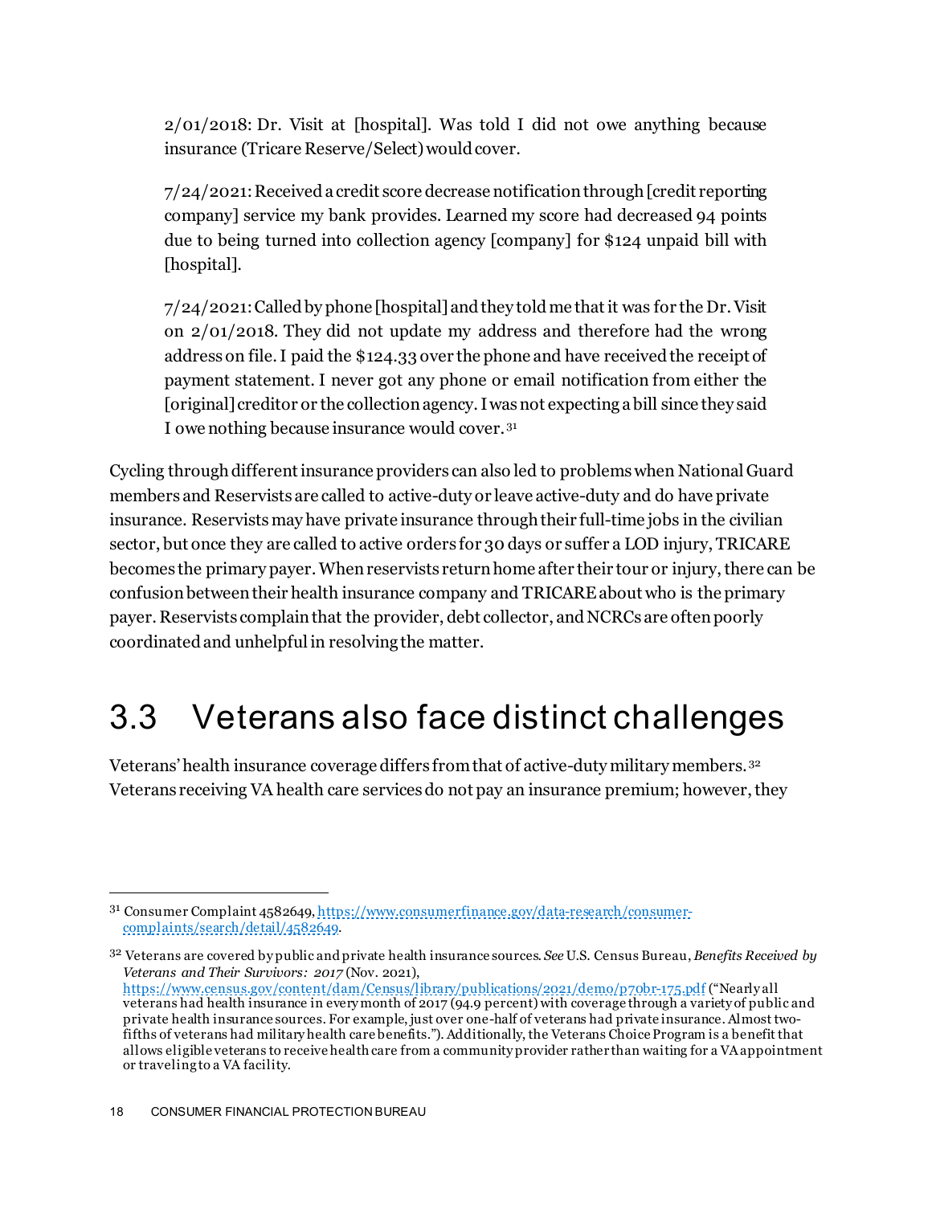> 2/01/2018: Dr. Visit at [hospital]. Was told I did not owe anything because insurance (Tricare Reserve/Select) would cover.
>
> 7/24/2021: Received a credit score decrease notification through [credit reporting company] service my bank provides. Learned my score had decreased 94 points due to being turned into collection agency [company] for $124 unpaid bill with [hospital].
>
> 7/24/2021: Called by phone [hospital] and they told me that it was for the Dr. Visit on 2/01/2018. They did not update my address and therefore had the wrong address on file. I paid the $124.33 over the phone and have received the receipt of payment statement. I never got any phone or email notification from either the [original] creditor or the collection agency. I was not expecting a bill since they said I owe nothing because insurance would cover.[31]

Cycling through different insurance providers can also led to problems when National Guard members and Reservists are called to active-duty or leave active-duty and do have private insurance. Reservists may have private insurance through their full-time jobs in the civilian sector, but once they are called to active orders for 30 days or suffer a LOD injury, TRICARE becomes the primary payer. When reservists return home after their tour or injury, there can be confusion between their health insurance company and TRICARE about who is the primary payer. Reservists complain that the provider, debt collector, and NCRCs are often poorly coordinated and unhelpful in resolving the matter.

## 3.3 Veterans also face distinct challenges

Veterans' health insurance coverage differs from that of active-duty military members.[32] Veterans receiving VA health care services do not pay an insurance premium; however, they

---

[31] Consumer Complaint 4582649, https://www.consumerfinance.gov/data-research/consumer-complaints/search/detail/4582649.

[32] Veterans are covered by public and private health insurance sources. *See* U.S. Census Bureau, *Benefits Received by Veterans and Their Survivors: 2017* (Nov. 2021), https://www.census.gov/content/dam/Census/library/publications/2021/demo/p70br-175.pdf ("Nearly all veterans had health insurance in every month of 2017 (94.9 percent) with coverage through a variety of public and private health insurance sources. For example, just over one-half of veterans had private insurance. Almost two-fifths of veterans had military health care benefits."). Additionally, the Veterans Choice Program is a benefit that allows eligible veterans to receive health care from a community provider rather than waiting for a VA appointment or traveling to a VA facility.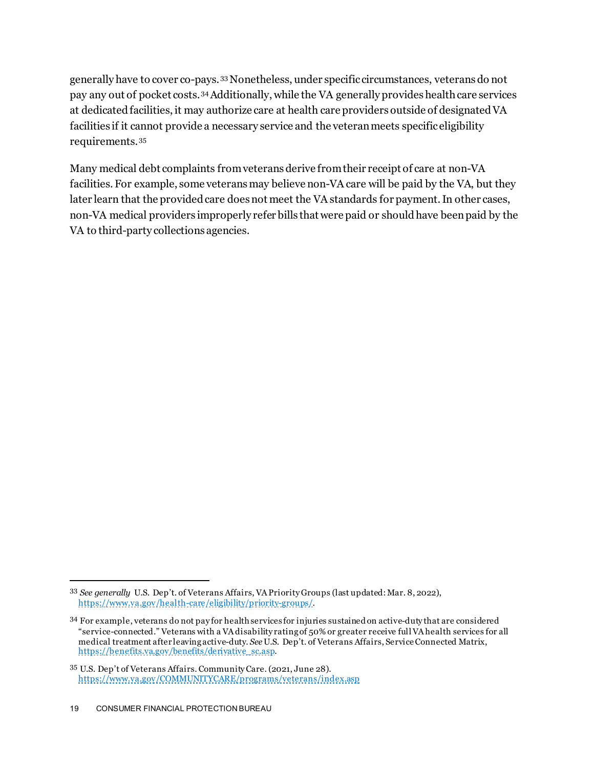generally have to cover co-pays.[33] Nonetheless, under specific circumstances, veterans do not pay any out of pocket costs.[34] Additionally, while the VA generally provides health care services at dedicated facilities, it may authorize care at health care providers outside of designated VA facilities if it cannot provide a necessary service and the veteran meets specific eligibility requirements.[35]

Many medical debt complaints from veterans derive from their receipt of care at non-VA facilities. For example, some veterans may believe non-VA care will be paid by the VA, but they later learn that the provided care does not meet the VA standards for payment. In other cases, non-VA medical providers improperly refer bills that were paid or should have been paid by the VA to third-party collections agencies.

---

[33] *See generally* U.S. Dep't. of Veterans Affairs, VA Priority Groups (last updated: Mar. 8, 2022), https://www.va.gov/health-care/eligibility/priority-groups/.

[34] For example, veterans do not pay for health services for injuries sustained on active-duty that are considered "service-connected." Veterans with a VA disability rating of 50% or greater receive full VA health services for all medical treatment after leaving active-duty. *See* U.S. Dep't. of Veterans Affairs, Service Connected Matrix, https://benefits.va.gov/benefits/derivative_sc.asp.

[35] U.S. Dep't of Veterans Affairs. Community Care. (2021, June 28). https://www.va.gov/COMMUNITYCARE/programs/veterans/index.asp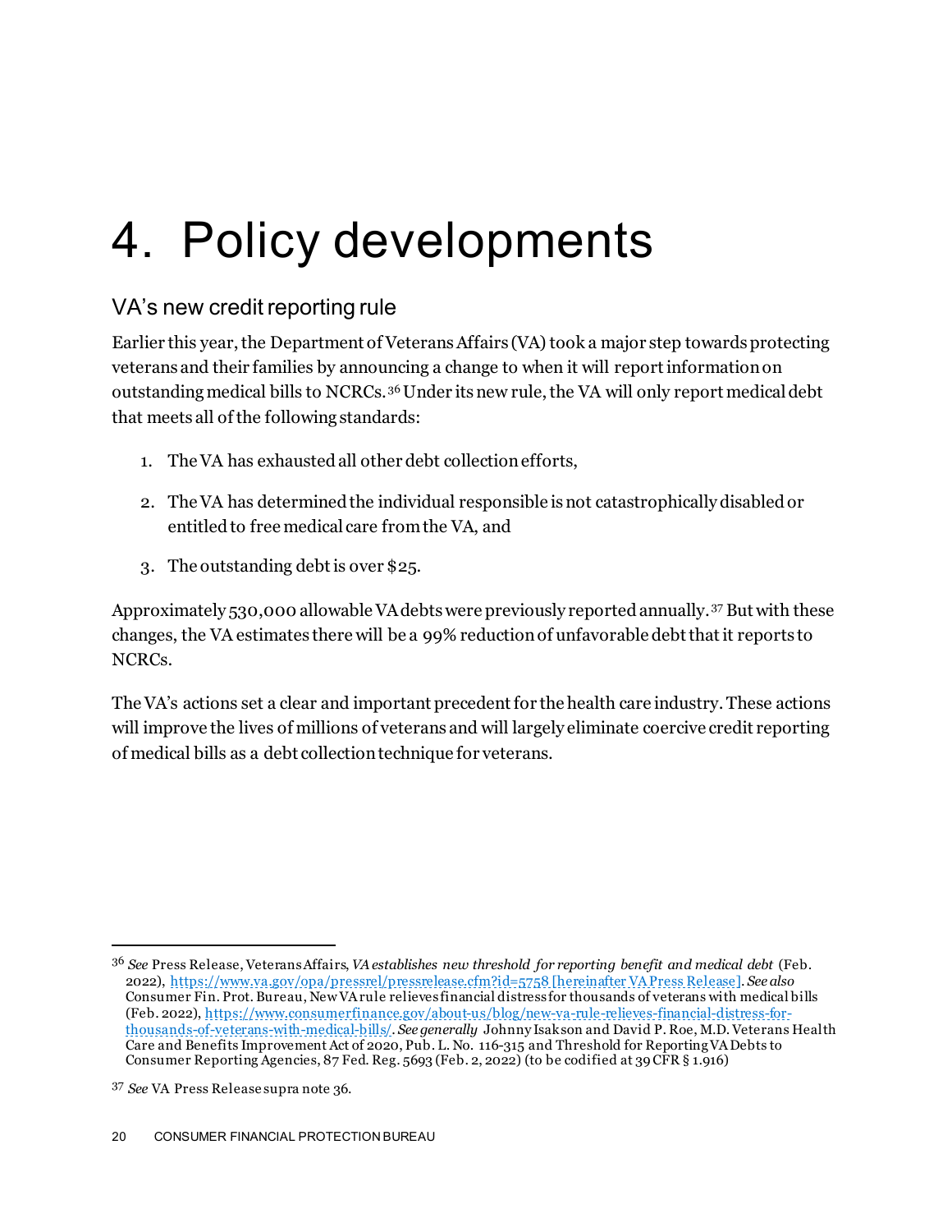# 4. Policy developments

## VA's new credit reporting rule

Earlier this year, the Department of Veterans Affairs (VA) took a major step towards protecting veterans and their families by announcing a change to when it will report information on outstanding medical bills to NCRCs.[36] Under its new rule, the VA will only report medical debt that meets all of the following standards:

1. The VA has exhausted all other debt collection efforts,
2. The VA has determined the individual responsible is not catastrophically disabled or entitled to free medical care from the VA, and
3. The outstanding debt is over $25.

Approximately 530,000 allowable VA debts were previously reported annually.[37] But with these changes, the VA estimates there will be a 99% reduction of unfavorable debt that it reports to NCRCs.

The VA's actions set a clear and important precedent for the health care industry. These actions will improve the lives of millions of veterans and will largely eliminate coercive credit reporting of medical bills as a debt collection technique for veterans.

---

[36] *See* Press Release, Veterans Affairs, *VA establishes new threshold for reporting benefit and medical debt* (Feb. 2022), https://www.va.gov/opa/pressrel/pressrelease.cfm?id=5758 [hereinafter VA Press Release]. *See also* Consumer Fin. Prot. Bureau, New VA rule relieves financial distress for thousands of veterans with medical bills (Feb. 2022), https://www.consumerfinance.gov/about-us/blog/new-va-rule-relieves-financial-distress-for-thousands-of-veterans-with-medical-bills/. *See generally* Johnny Isakson and David P. Roe, M.D. Veterans Health Care and Benefits Improvement Act of 2020, Pub. L. No. 116-315 and Threshold for Reporting VA Debts to Consumer Reporting Agencies, 87 Fed. Reg. 5693 (Feb. 2, 2022) (to be codified at 39 CFR § 1.916)

[37] *See* VA Press Release supra note 36.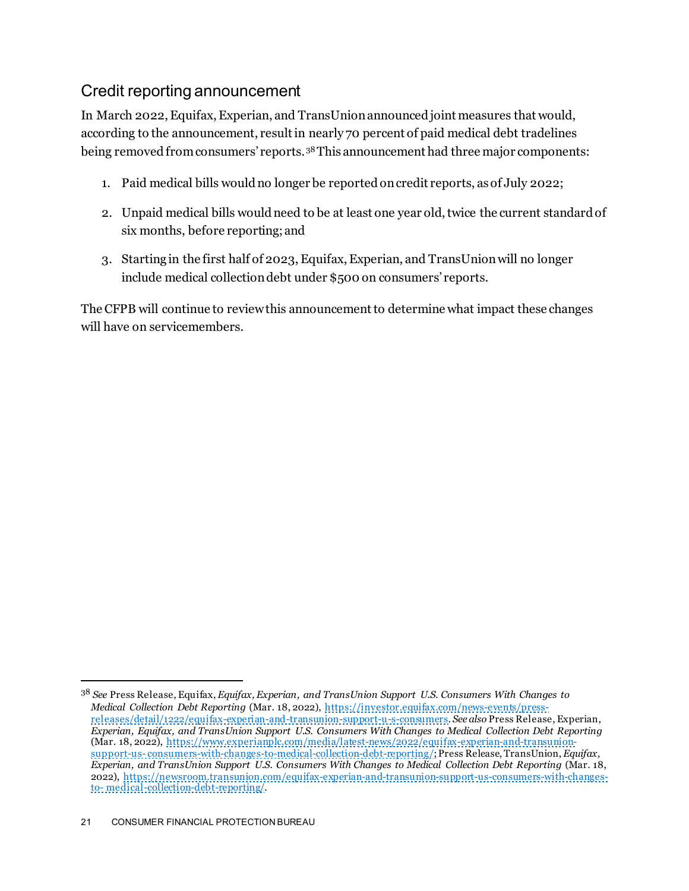## Credit reporting announcement

In March 2022, Equifax, Experian, and TransUnion announced joint measures that would, according to the announcement, result in nearly 70 percent of paid medical debt tradelines being removed from consumers' reports.[38] This announcement had three major components:

1. Paid medical bills would no longer be reported on credit reports, as of July 2022;
2. Unpaid medical bills would need to be at least one year old, twice the current standard of six months, before reporting; and
3. Starting in the first half of 2023, Equifax, Experian, and TransUnion will no longer include medical collection debt under $500 on consumers' reports.

The CFPB will continue to review this announcement to determine what impact these changes will have on servicemembers.

---

[38] *See* Press Release, Equifax, *Equifax, Experian, and TransUnion Support U.S. Consumers With Changes to Medical Collection Debt Reporting* (Mar. 18, 2022), https://investor.equifax.com/news-events/press-releases/detail/1222/equifax-experian-and-transunion-support-u-s-consumers. *See also* Press Release, Experian, *Experian, Equifax, and TransUnion Support U.S. Consumers With Changes to Medical Collection Debt Reporting* (Mar. 18, 2022), https://www.experianplc.com/media/latest-news/2022/equifax-experian-and-transunion-support-us-consumers-with-changes-to-medical-collection-debt-reporting/; Press Release, TransUnion, *Equifax, Experian, and TransUnion Support U.S. Consumers With Changes to Medical Collection Debt Reporting* (Mar. 18, 2022), https://newsroom.transunion.com/equifax-experian-and-transunion-support-us-consumers-with-changes-to-medical-collection-debt-reporting/.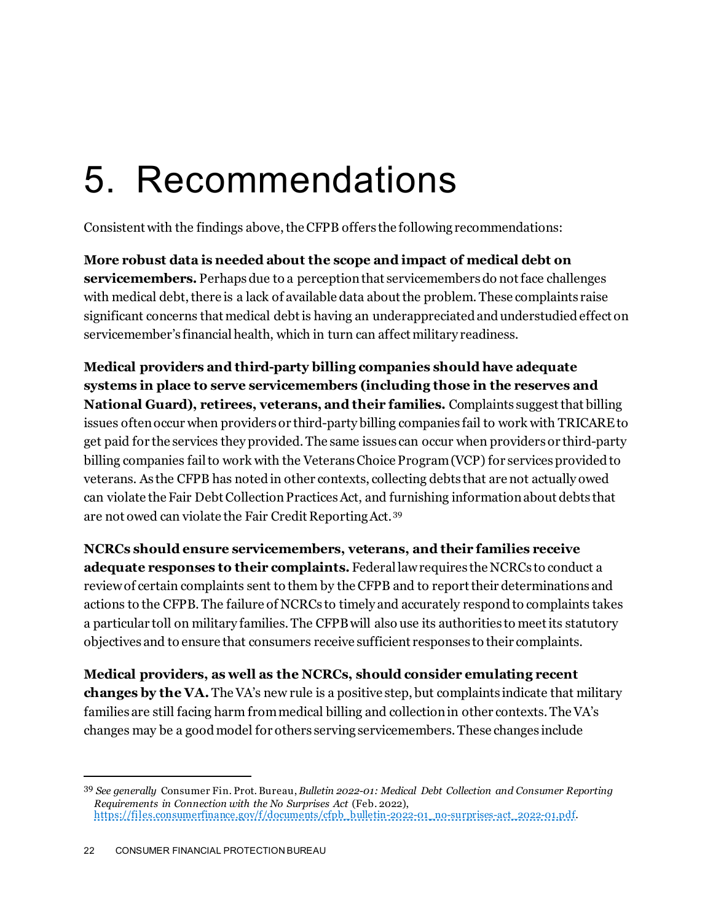# 5. Recommendations

Consistent with the findings above, the CFPB offers the following recommendations:

**More robust data is needed about the scope and impact of medical debt on servicemembers.** Perhaps due to a perception that servicemembers do not face challenges with medical debt, there is a lack of available data about the problem. These complaints raise significant concerns that medical debt is having an underappreciated and understudied effect on servicemember's financial health, which in turn can affect military readiness.

**Medical providers and third-party billing companies should have adequate systems in place to serve servicemembers (including those in the reserves and National Guard), retirees, veterans, and their families.** Complaints suggest that billing issues often occur when providers or third-party billing companies fail to work with TRICARE to get paid for the services they provided. The same issues can occur when providers or third-party billing companies fail to work with the Veterans Choice Program (VCP) for services provided to veterans. As the CFPB has noted in other contexts, collecting debts that are not actually owed can violate the Fair Debt Collection Practices Act, and furnishing information about debts that are not owed can violate the Fair Credit Reporting Act.[39]

**NCRCs should ensure servicemembers, veterans, and their families receive adequate responses to their complaints.** Federal law requires the NCRCs to conduct a review of certain complaints sent to them by the CFPB and to report their determinations and actions to the CFPB. The failure of NCRCs to timely and accurately respond to complaints takes a particular toll on military families. The CFPB will also use its authorities to meet its statutory objectives and to ensure that consumers receive sufficient responses to their complaints.

**Medical providers, as well as the NCRCs, should consider emulating recent changes by the VA.** The VA's new rule is a positive step, but complaints indicate that military families are still facing harm from medical billing and collection in other contexts. The VA's changes may be a good model for others serving servicemembers. These changes include

---

[39] *See generally* Consumer Fin. Prot. Bureau, *Bulletin 2022-01: Medical Debt Collection and Consumer Reporting Requirements in Connection with the No Surprises Act* (Feb. 2022), https://files.consumerfinance.gov/f/documents/cfpb_bulletin-2022-01_no-surprises-act_2022-01.pdf.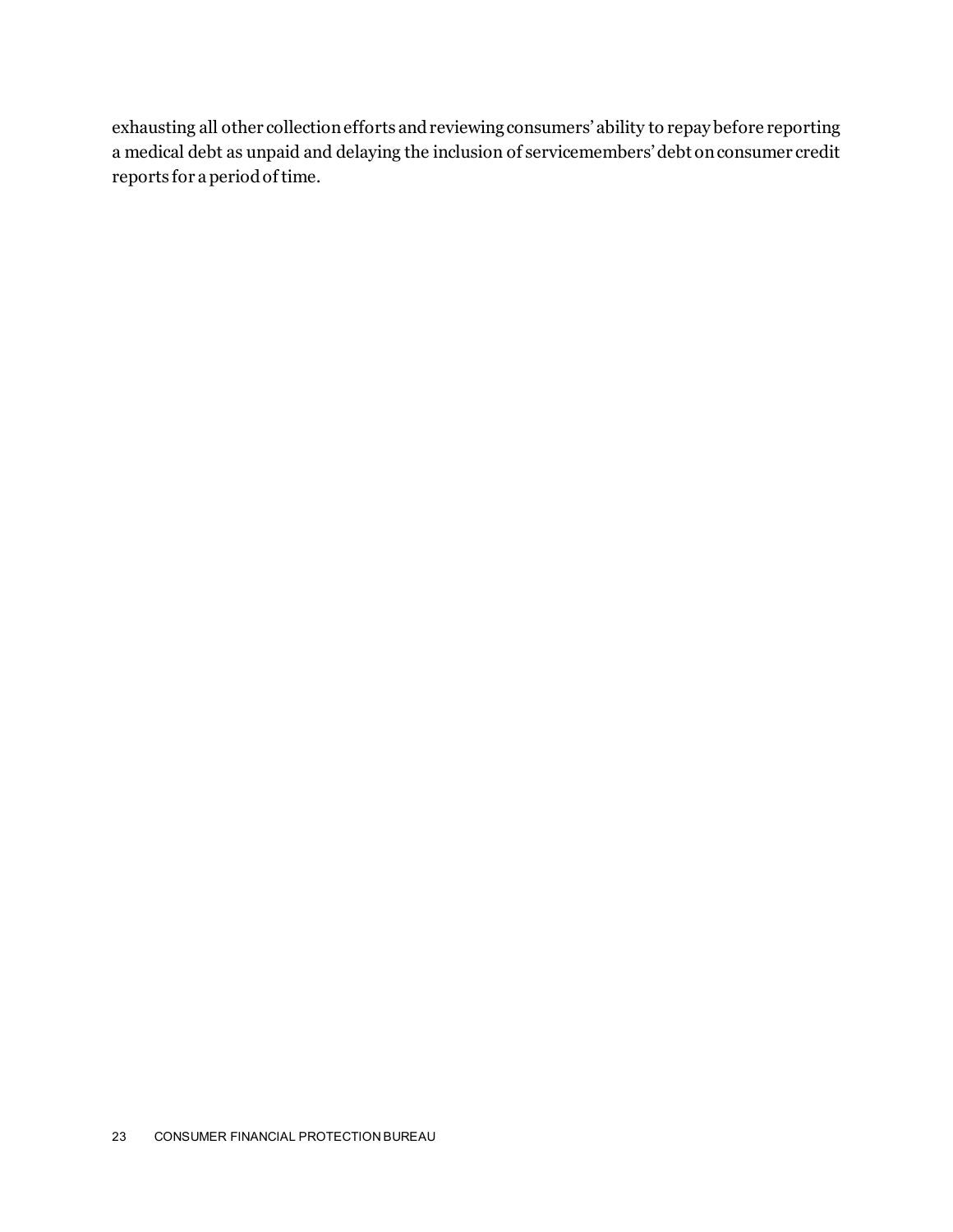exhausting all other collection efforts and reviewing consumers' ability to repay before reporting a medical debt as unpaid and delaying the inclusion of servicemembers' debt on consumer credit reports for a period of time.